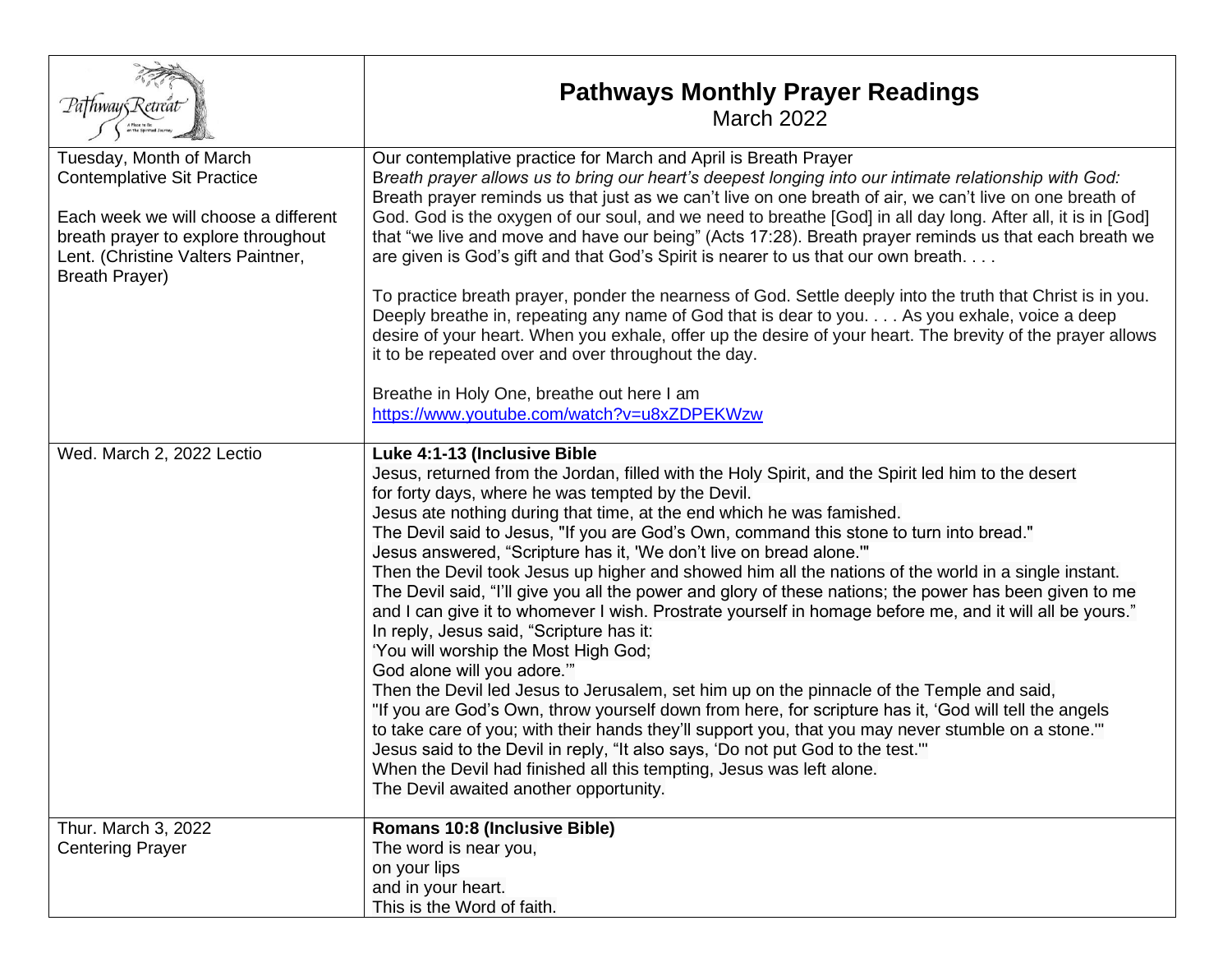# Pathways Monthly Prayer Readings

March 2022

| | |
|---|---|
| Tuesday, Month of March<br>Contemplative Sit Practice<br><br>Each week we will choose a different breath prayer to explore throughout Lent. (Christine Valters Paintner, Breath Prayer) | Our contemplative practice for March and April is Breath Prayer<br>B*reath prayer allows us to bring our heart's deepest longing into our intimate relationship with God:* Breath prayer reminds us that just as we can't live on one breath of air, we can't live on one breath of God. God is the oxygen of our soul, and we need to breathe [God] in all day long. After all, it is in [God] that "we live and move and have our being" (Acts 17:28). Breath prayer reminds us that each breath we are given is God's gift and that God's Spirit is nearer to us that our own breath. . . .<br><br>To practice breath prayer, ponder the nearness of God. Settle deeply into the truth that Christ is in you. Deeply breathe in, repeating any name of God that is dear to you. . . . As you exhale, voice a deep desire of your heart. When you exhale, offer up the desire of your heart. The brevity of the prayer allows it to be repeated over and over throughout the day.<br><br>Breathe in Holy One, breathe out here I am<br>https://www.youtube.com/watch?v=u8xZDPEKWzw |
| Wed. March 2, 2022 Lectio | **Luke 4:1-13 (Inclusive Bible**<br>Jesus, returned from the Jordan, filled with the Holy Spirit, and the Spirit led him to the desert for forty days, where he was tempted by the Devil.<br>Jesus ate nothing during that time, at the end which he was famished.<br>The Devil said to Jesus, "If you are God's Own, command this stone to turn into bread."<br>Jesus answered, "Scripture has it, 'We don't live on bread alone.'"<br>Then the Devil took Jesus up higher and showed him all the nations of the world in a single instant.<br>The Devil said, "I'll give you all the power and glory of these nations; the power has been given to me and I can give it to whomever I wish. Prostrate yourself in homage before me, and it will all be yours."<br>In reply, Jesus said, "Scripture has it:<br>'You will worship the Most High God;<br>God alone will you adore.'"<br>Then the Devil led Jesus to Jerusalem, set him up on the pinnacle of the Temple and said,<br>"If you are God's Own, throw yourself down from here, for scripture has it, 'God will tell the angels to take care of you; with their hands they'll support you, that you may never stumble on a stone.'"<br>Jesus said to the Devil in reply, "It also says, 'Do not put God to the test.'"<br>When the Devil had finished all this tempting, Jesus was left alone.<br>The Devil awaited another opportunity. |
| Thur. March 3, 2022<br>Centering Prayer | **Romans 10:8 (Inclusive Bible)**<br>The word is near you,<br>on your lips<br>and in your heart.<br>This is the Word of faith. |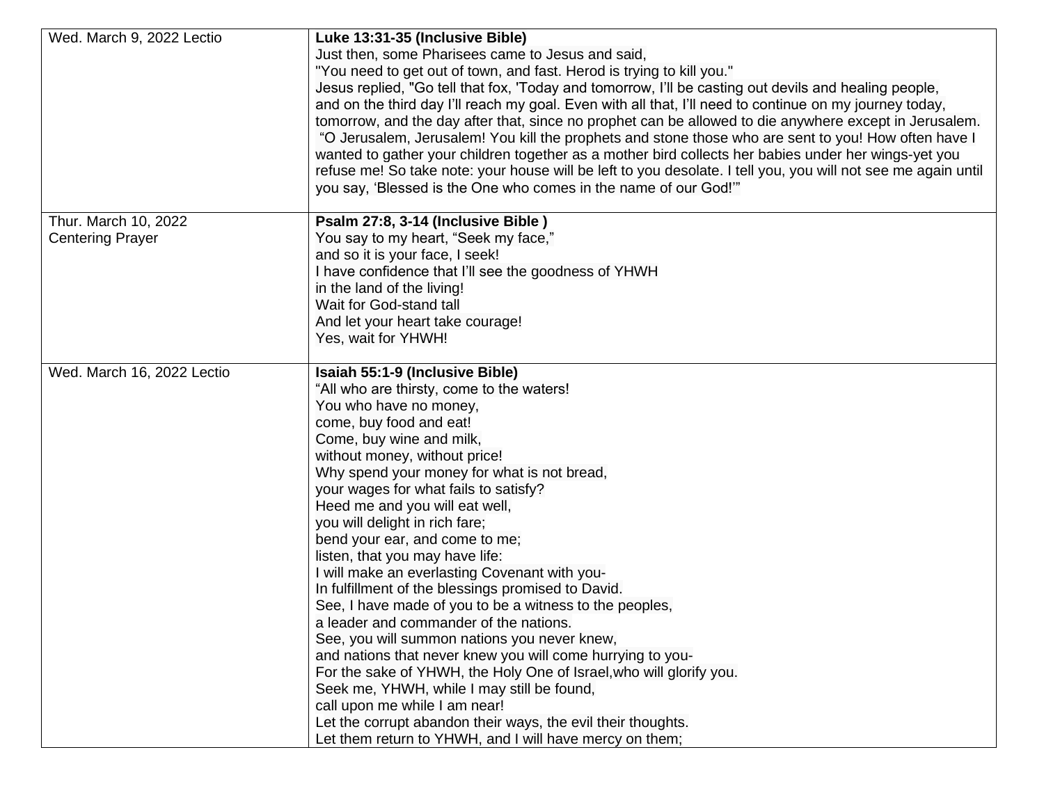| Wed. March 9, 2022 Lectio | **Luke 13:31-35 (Inclusive Bible)**<br>Just then, some Pharisees came to Jesus and said,<br>"You need to get out of town, and fast. Herod is trying to kill you."<br>Jesus replied, "Go tell that fox, 'Today and tomorrow, I'll be casting out devils and healing people, and on the third day I'll reach my goal. Even with all that, I'll need to continue on my journey today, tomorrow, and the day after that, since no prophet can be allowed to die anywhere except in Jerusalem.<br>"O Jerusalem, Jerusalem! You kill the prophets and stone those who are sent to you! How often have I wanted to gather your children together as a mother bird collects her babies under her wings-yet you refuse me! So take note: your house will be left to you desolate. I tell you, you will not see me again until you say, 'Blessed is the One who comes in the name of our God!'" |
|---|---|
| Thur. March 10, 2022<br>Centering Prayer | **Psalm 27:8, 3-14 (Inclusive Bible )**<br>You say to my heart, "Seek my face,"<br>and so it is your face, I seek!<br>I have confidence that I'll see the goodness of YHWH<br>in the land of the living!<br>Wait for God-stand tall<br>And let your heart take courage!<br>Yes, wait for YHWH! |
| Wed. March 16, 2022 Lectio | **Isaiah 55:1-9 (Inclusive Bible)**<br>"All who are thirsty, come to the waters!<br>You who have no money,<br>come, buy food and eat!<br>Come, buy wine and milk,<br>without money, without price!<br>Why spend your money for what is not bread,<br>your wages for what fails to satisfy?<br>Heed me and you will eat well,<br>you will delight in rich fare;<br>bend your ear, and come to me;<br>listen, that you may have life:<br>I will make an everlasting Covenant with you-<br>In fulfillment of the blessings promised to David.<br>See, I have made of you to be a witness to the peoples,<br>a leader and commander of the nations.<br>See, you will summon nations you never knew,<br>and nations that never knew you will come hurrying to you-<br>For the sake of YHWH, the Holy One of Israel,who will glorify you.<br>Seek me, YHWH, while I may still be found,<br>call upon me while I am near!<br>Let the corrupt abandon their ways, the evil their thoughts.<br>Let them return to YHWH, and I will have mercy on them; |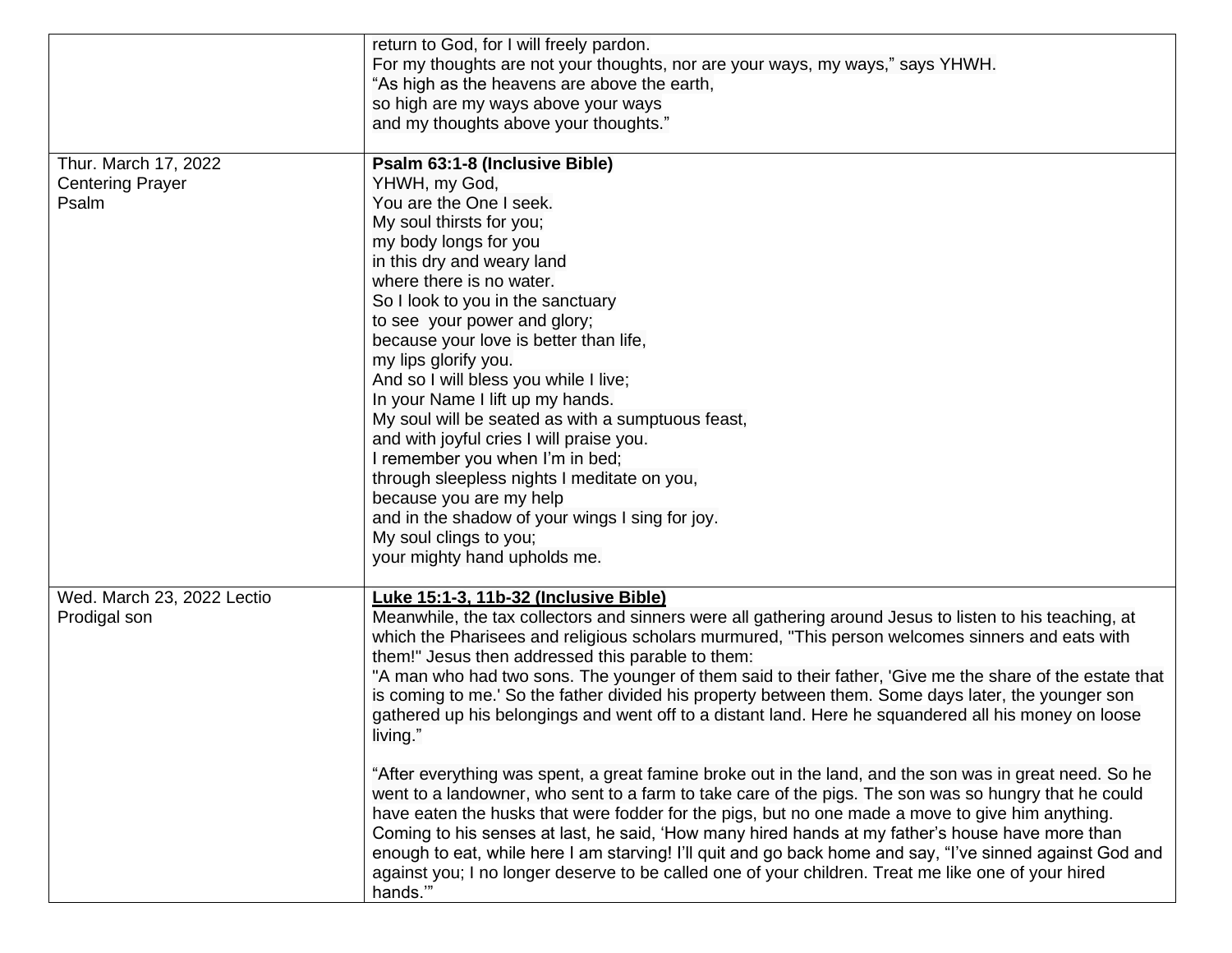| | |
|---|---|
| | return to God, for I will freely pardon.<br>For my thoughts are not your thoughts, nor are your ways, my ways," says YHWH.<br>"As high as the heavens are above the earth,<br>so high are my ways above your ways<br>and my thoughts above your thoughts." |
| Thur. March 17, 2022<br>Centering Prayer<br>Psalm | **Psalm 63:1-8 (Inclusive Bible)**<br>YHWH, my God,<br>You are the One I seek.<br>My soul thirsts for you;<br>my body longs for you<br>in this dry and weary land<br>where there is no water.<br>So I look to you in the sanctuary<br>to see your power and glory;<br>because your love is better than life,<br>my lips glorify you.<br>And so I will bless you while I live;<br>In your Name I lift up my hands.<br>My soul will be seated as with a sumptuous feast,<br>and with joyful cries I will praise you.<br>I remember you when I'm in bed;<br>through sleepless nights I meditate on you,<br>because you are my help<br>and in the shadow of your wings I sing for joy.<br>My soul clings to you;<br>your mighty hand upholds me. |
| Wed. March 23, 2022 Lectio<br>Prodigal son | **<u>Luke 15:1-3, 11b-32 (Inclusive Bible)</u>**<br>Meanwhile, the tax collectors and sinners were all gathering around Jesus to listen to his teaching, at which the Pharisees and religious scholars murmured, "This person welcomes sinners and eats with them!" Jesus then addressed this parable to them:<br>"A man who had two sons. The younger of them said to their father, 'Give me the share of the estate that is coming to me.' So the father divided his property between them. Some days later, the younger son gathered up his belongings and went off to a distant land. Here he squandered all his money on loose living."<br><br>"After everything was spent, a great famine broke out in the land, and the son was in great need. So he went to a landowner, who sent to a farm to take care of the pigs. The son was so hungry that he could have eaten the husks that were fodder for the pigs, but no one made a move to give him anything. Coming to his senses at last, he said, 'How many hired hands at my father's house have more than enough to eat, while here I am starving! I'll quit and go back home and say, "I've sinned against God and against you; I no longer deserve to be called one of your children. Treat me like one of your hired hands."' |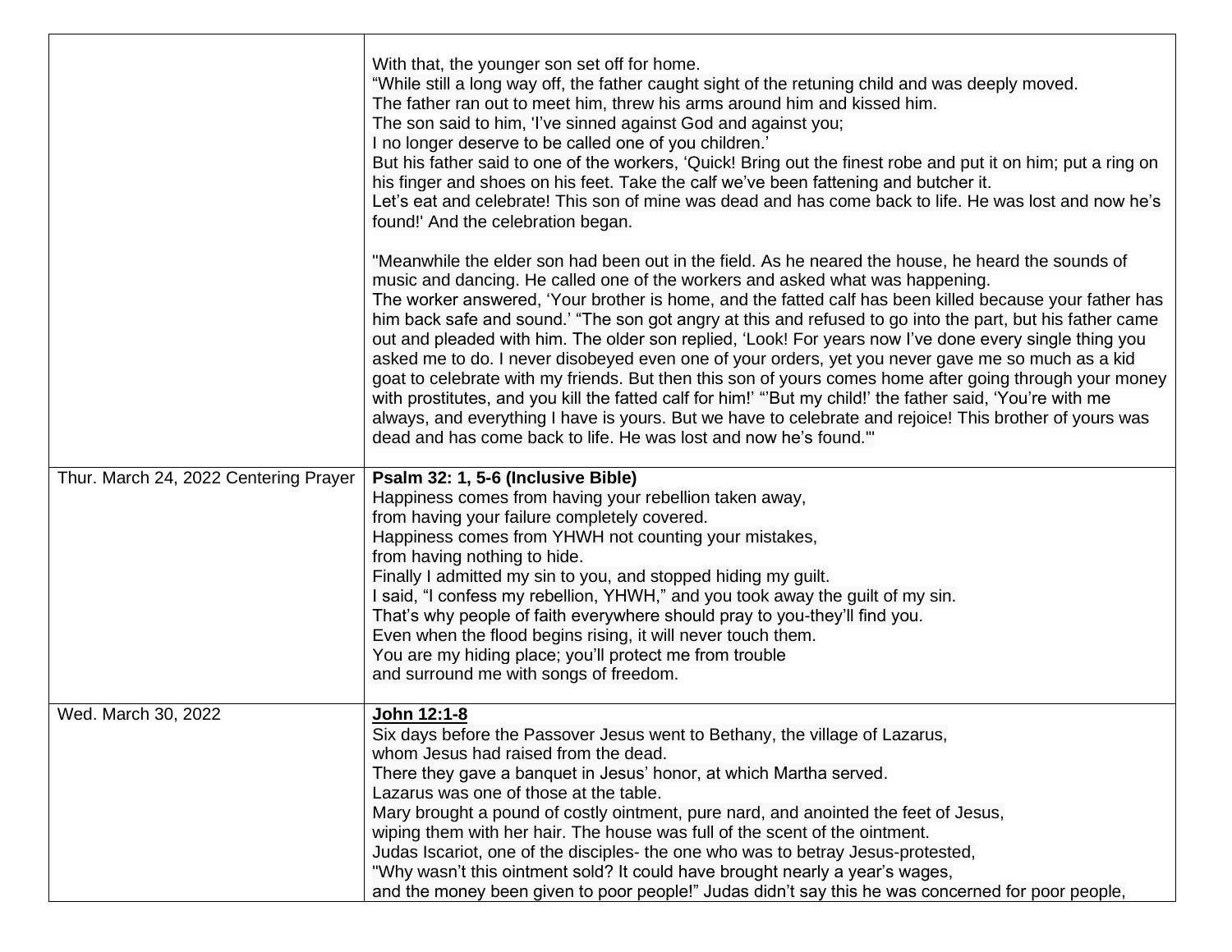| | |
|---|---|
| | With that, the younger son set off for home.<br>"While still a long way off, the father caught sight of the retuning child and was deeply moved.<br>The father ran out to meet him, threw his arms around him and kissed him.<br>The son said to him, 'I've sinned against God and against you;<br>I no longer deserve to be called one of you children.'<br>But his father said to one of the workers, 'Quick! Bring out the finest robe and put it on him; put a ring on his finger and shoes on his feet. Take the calf we've been fattening and butcher it.<br>Let's eat and celebrate! This son of mine was dead and has come back to life. He was lost and now he's found!' And the celebration began.<br><br>"Meanwhile the elder son had been out in the field. As he neared the house, he heard the sounds of music and dancing. He called one of the workers and asked what was happening.<br>The worker answered, 'Your brother is home, and the fatted calf has been killed because your father has him back safe and sound.' "The son got angry at this and refused to go into the part, but his father came out and pleaded with him. The older son replied, 'Look! For years now I've done every single thing you asked me to do. I never disobeyed even one of your orders, yet you never gave me so much as a kid goat to celebrate with my friends. But then this son of yours comes home after going through your money with prostitutes, and you kill the fatted calf for him!' "'But my child!' the father said, 'You're with me always, and everything I have is yours. But we have to celebrate and rejoice! This brother of yours was dead and has come back to life. He was lost and now he's found."' |
| Thur. March 24, 2022 Centering Prayer | **Psalm 32: 1, 5-6 (Inclusive Bible)**<br>Happiness comes from having your rebellion taken away,<br>from having your failure completely covered.<br>Happiness comes from YHWH not counting your mistakes,<br>from having nothing to hide.<br>Finally I admitted my sin to you, and stopped hiding my guilt.<br>I said, "I confess my rebellion, YHWH," and you took away the guilt of my sin.<br>That's why people of faith everywhere should pray to you-they'll find you.<br>Even when the flood begins rising, it will never touch them.<br>You are my hiding place; you'll protect me from trouble<br>and surround me with songs of freedom. |
| Wed. March 30, 2022 | **John 12:1-8**<br>Six days before the Passover Jesus went to Bethany, the village of Lazarus,<br>whom Jesus had raised from the dead.<br>There they gave a banquet in Jesus' honor, at which Martha served.<br>Lazarus was one of those at the table.<br>Mary brought a pound of costly ointment, pure nard, and anointed the feet of Jesus,<br>wiping them with her hair. The house was full of the scent of the ointment.<br>Judas Iscariot, one of the disciples- the one who was to betray Jesus-protested,<br>"Why wasn't this ointment sold? It could have brought nearly a year's wages,<br>and the money been given to poor people!" Judas didn't say this he was concerned for poor people, |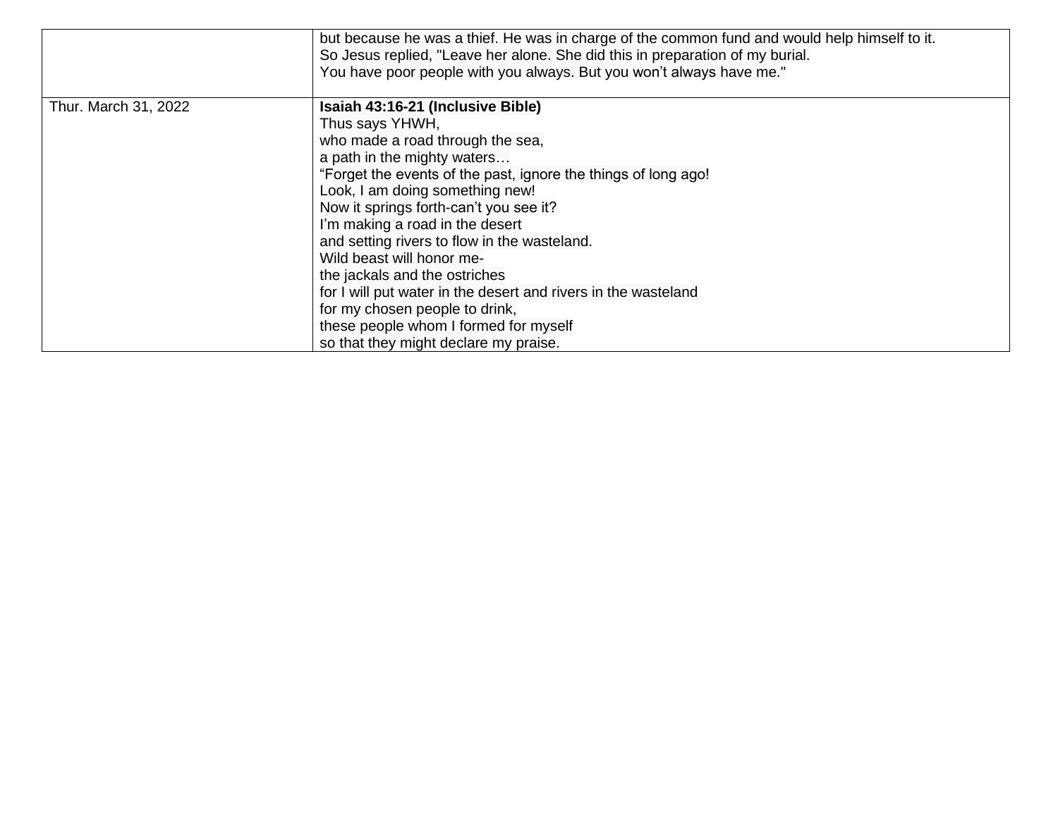| | |
|---|---|
| | but because he was a thief. He was in charge of the common fund and would help himself to it.<br>So Jesus replied, "Leave her alone. She did this in preparation of my burial.<br>You have poor people with you always. But you won't always have me." |
| Thur. March 31, 2022 | **Isaiah 43:16-21 (Inclusive Bible)**<br>Thus says YHWH,<br>who made a road through the sea,<br>a path in the mighty waters…<br>"Forget the events of the past, ignore the things of long ago!<br>Look, I am doing something new!<br>Now it springs forth-can't you see it?<br>I'm making a road in the desert<br>and setting rivers to flow in the wasteland.<br>Wild beast will honor me-<br>the jackals and the ostriches<br>for I will put water in the desert and rivers in the wasteland<br>for my chosen people to drink,<br>these people whom I formed for myself<br>so that they might declare my praise. |